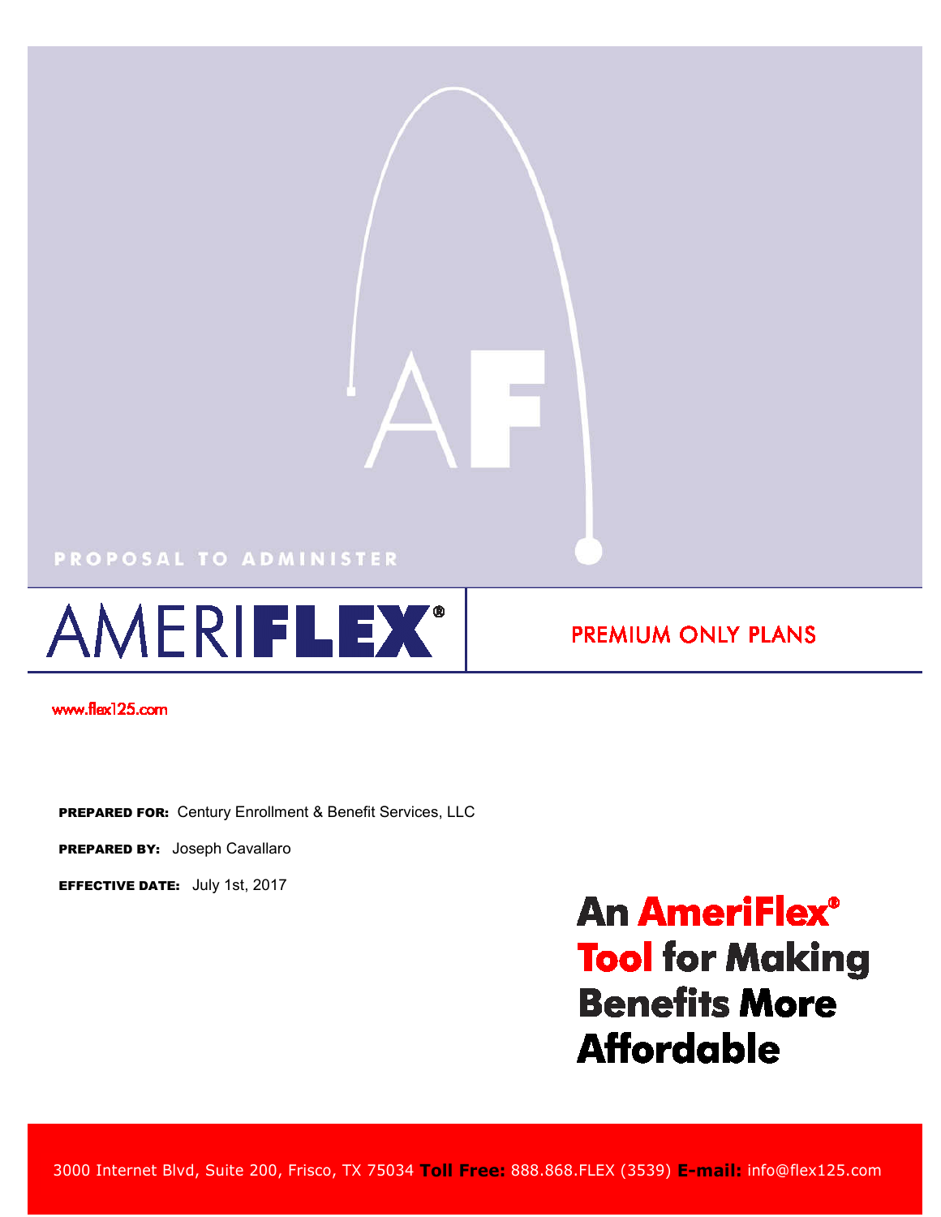PROPOSAL TO ADMINISTER

# AMERIFLEX®

## PREMIUM ONLY PLANS

www.flex125.com

**PREPARED FOR:** Century Enrollment & Benefit Services, LLC

**PREPARED BY:** Joseph Cavallaro

**EFFECTIVE DATE:** July 1st, 2017

**An AmeriFlex® Tool for Making Benefits More Affordable**

3000 Internet Blvd, Suite 200, Frisco, TX 75034 **Toll Free:** 888.868.FLEX (3539) **E-mail:** info@flex125.com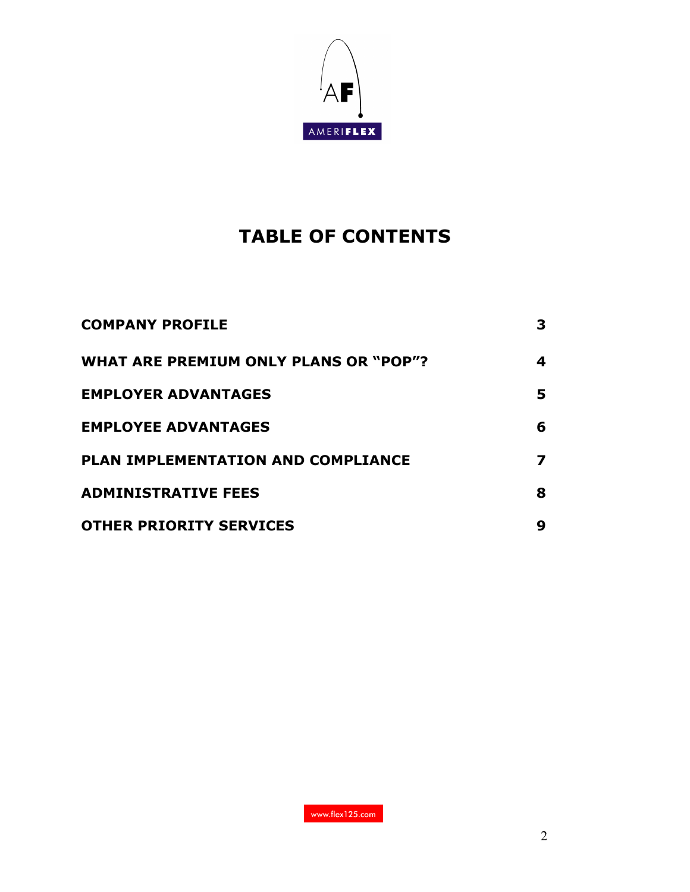# TABLE OF CONTENTS

| | |
|---|---|
| **COMPANY PROFILE** | **3** |
| **WHAT ARE PREMIUM ONLY PLANS OR "POP"?** | **4** |
| **EMPLOYER ADVANTAGES** | **5** |
| **EMPLOYEE ADVANTAGES** | **6** |
| **PLAN IMPLEMENTATION AND COMPLIANCE** | **7** |
| **ADMINISTRATIVE FEES** | **8** |
| **OTHER PRIORITY SERVICES** | **9** |

www.flex125.com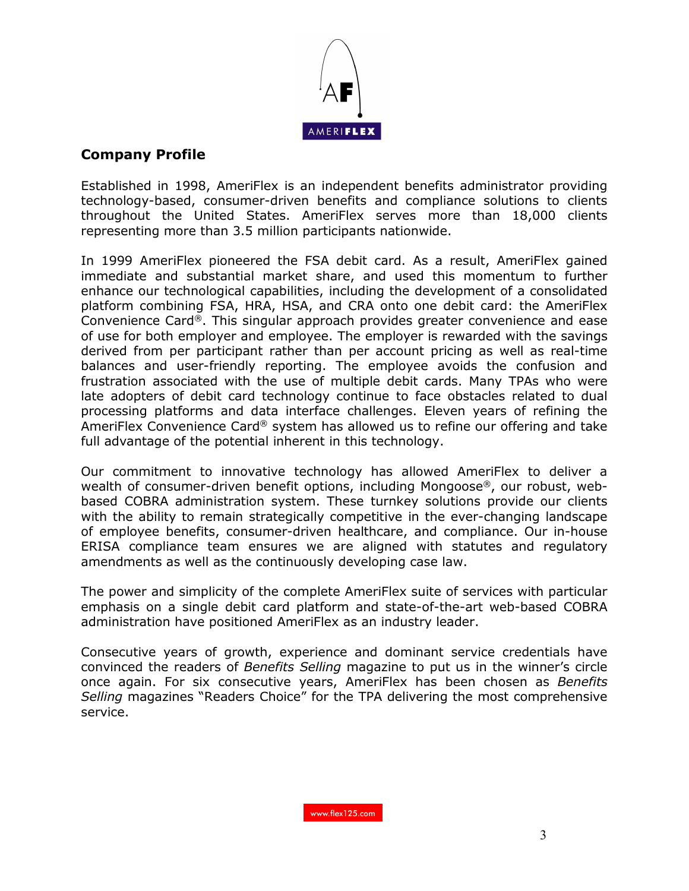## Company Profile

Established in 1998, AmeriFlex is an independent benefits administrator providing technology-based, consumer-driven benefits and compliance solutions to clients throughout the United States. AmeriFlex serves more than 18,000 clients representing more than 3.5 million participants nationwide.

In 1999 AmeriFlex pioneered the FSA debit card. As a result, AmeriFlex gained immediate and substantial market share, and used this momentum to further enhance our technological capabilities, including the development of a consolidated platform combining FSA, HRA, HSA, and CRA onto one debit card: the AmeriFlex Convenience Card®. This singular approach provides greater convenience and ease of use for both employer and employee. The employer is rewarded with the savings derived from per participant rather than per account pricing as well as real-time balances and user-friendly reporting. The employee avoids the confusion and frustration associated with the use of multiple debit cards. Many TPAs who were late adopters of debit card technology continue to face obstacles related to dual processing platforms and data interface challenges. Eleven years of refining the AmeriFlex Convenience Card® system has allowed us to refine our offering and take full advantage of the potential inherent in this technology.

Our commitment to innovative technology has allowed AmeriFlex to deliver a wealth of consumer-driven benefit options, including Mongoose®, our robust, web-based COBRA administration system. These turnkey solutions provide our clients with the ability to remain strategically competitive in the ever-changing landscape of employee benefits, consumer-driven healthcare, and compliance. Our in-house ERISA compliance team ensures we are aligned with statutes and regulatory amendments as well as the continuously developing case law.

The power and simplicity of the complete AmeriFlex suite of services with particular emphasis on a single debit card platform and state-of-the-art web-based COBRA administration have positioned AmeriFlex as an industry leader.

Consecutive years of growth, experience and dominant service credentials have convinced the readers of *Benefits Selling* magazine to put us in the winner's circle once again. For six consecutive years, AmeriFlex has been chosen as *Benefits Selling* magazines "Readers Choice" for the TPA delivering the most comprehensive service.

www.flex125.com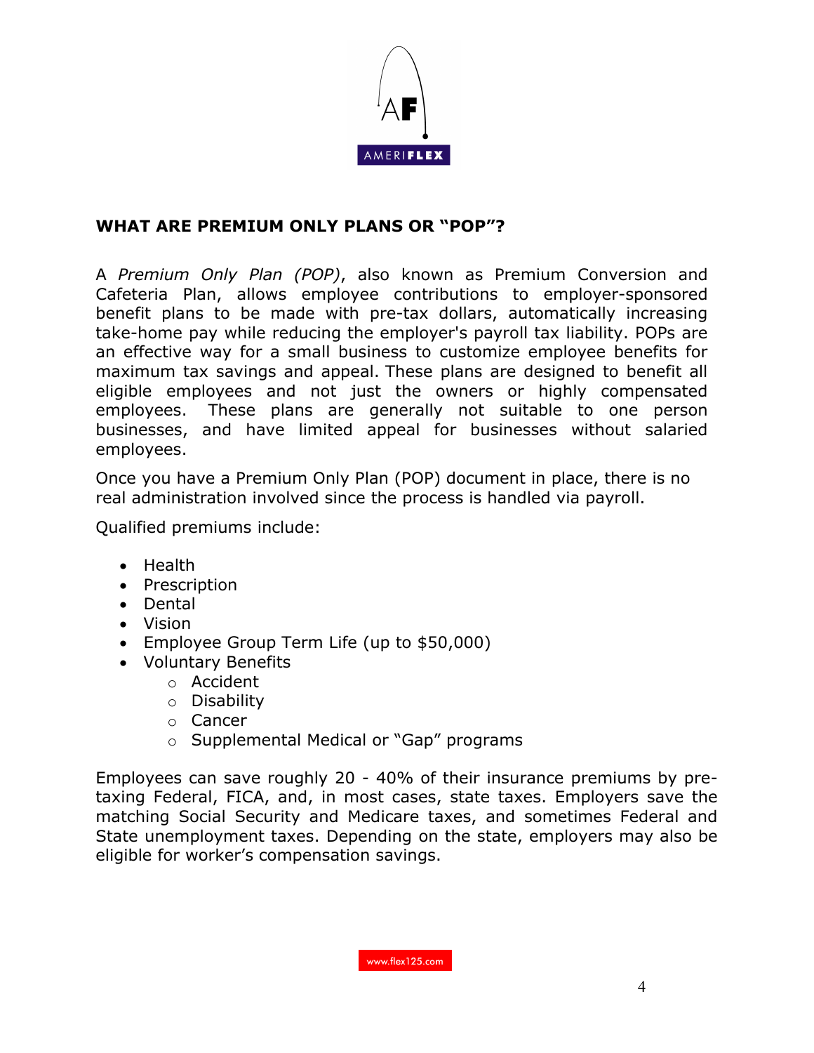## WHAT ARE PREMIUM ONLY PLANS OR "POP"?

A *Premium Only Plan (POP)*, also known as Premium Conversion and Cafeteria Plan, allows employee contributions to employer-sponsored benefit plans to be made with pre-tax dollars, automatically increasing take-home pay while reducing the employer's payroll tax liability. POPs are an effective way for a small business to customize employee benefits for maximum tax savings and appeal. These plans are designed to benefit all eligible employees and not just the owners or highly compensated employees. These plans are generally not suitable to one person businesses, and have limited appeal for businesses without salaried employees.

Once you have a Premium Only Plan (POP) document in place, there is no real administration involved since the process is handled via payroll.

Qualified premiums include:

- Health
- Prescription
- Dental
- Vision
- Employee Group Term Life (up to $50,000)
- Voluntary Benefits
  - Accident
  - Disability
  - Cancer
  - Supplemental Medical or "Gap" programs

Employees can save roughly 20 - 40% of their insurance premiums by pre-taxing Federal, FICA, and, in most cases, state taxes. Employers save the matching Social Security and Medicare taxes, and sometimes Federal and State unemployment taxes. Depending on the state, employers may also be eligible for worker's compensation savings.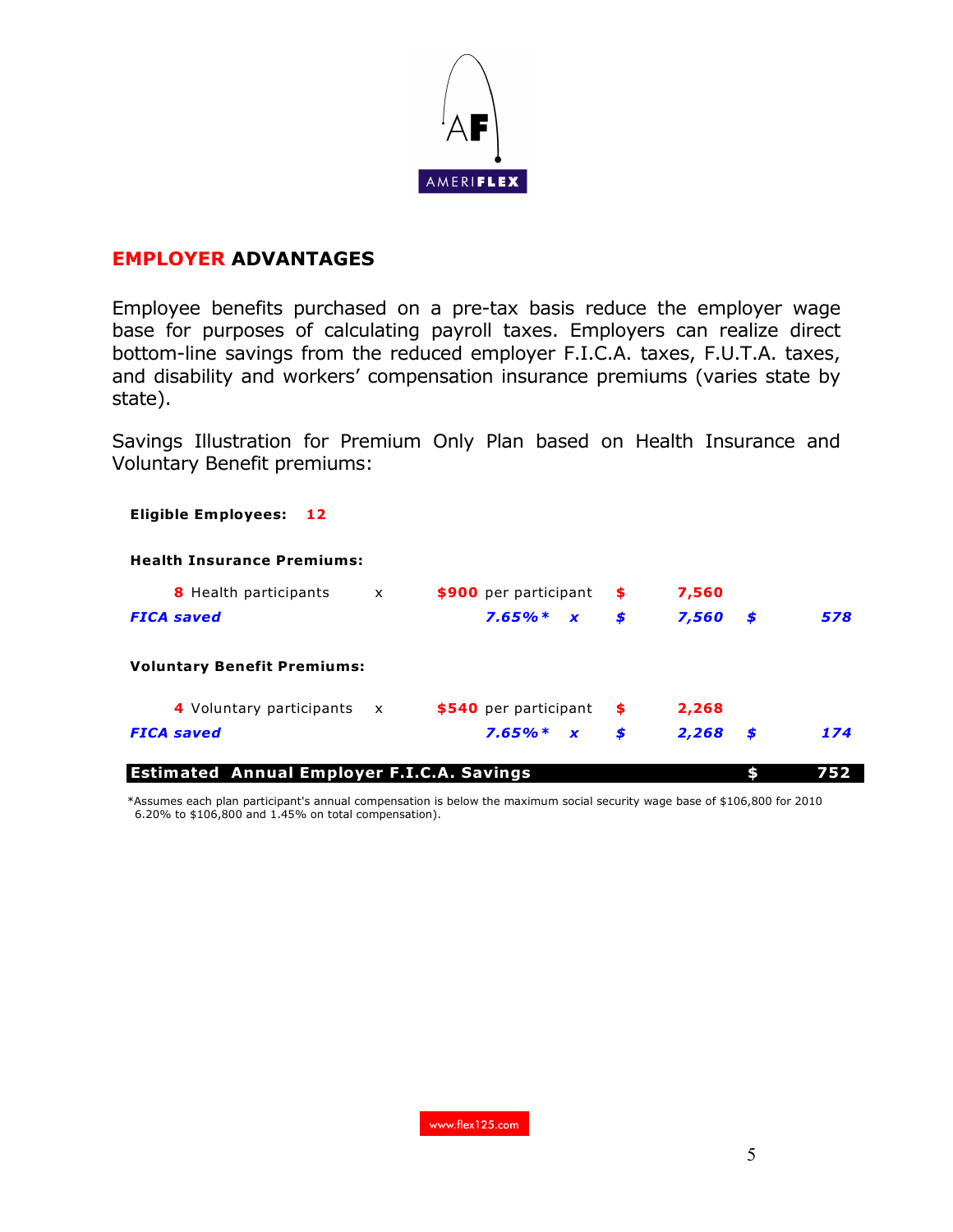## EMPLOYER ADVANTAGES

Employee benefits purchased on a pre-tax basis reduce the employer wage base for purposes of calculating payroll taxes. Employers can realize direct bottom-line savings from the reduced employer F.I.C.A. taxes, F.U.T.A. taxes, and disability and workers' compensation insurance premiums (varies state by state).

Savings Illustration for Premium Only Plan based on Health Insurance and Voluntary Benefit premiums:

**Eligible Employees: 12**

| | | | | | | | |
|---|---|---|---|---|---|---|---|
| **Health Insurance Premiums:** | | | | | | | |
| **8** Health participants | x | **$900** per participant | | $ | 7,560 | | |
| ***FICA saved*** | | ***7.65%**** | ***x*** | ***$*** | ***7,560*** | ***$*** | ***578*** |
| **Voluntary Benefit Premiums:** | | | | | | | |
| **4** Voluntary participants | x | **$540** per participant | | $ | 2,268 | | |
| ***FICA saved*** | | ***7.65%**** | ***x*** | ***$*** | ***2,268*** | ***$*** | ***174*** |
| **Estimated Annual Employer F.I.C.A. Savings** | | | | | | **$** | **752** |

*Assumes each plan participant's annual compensation is below the maximum social security wage base of $106,800 for 2010 6.20% to $106,800 and 1.45% on total compensation).

www.flex125.com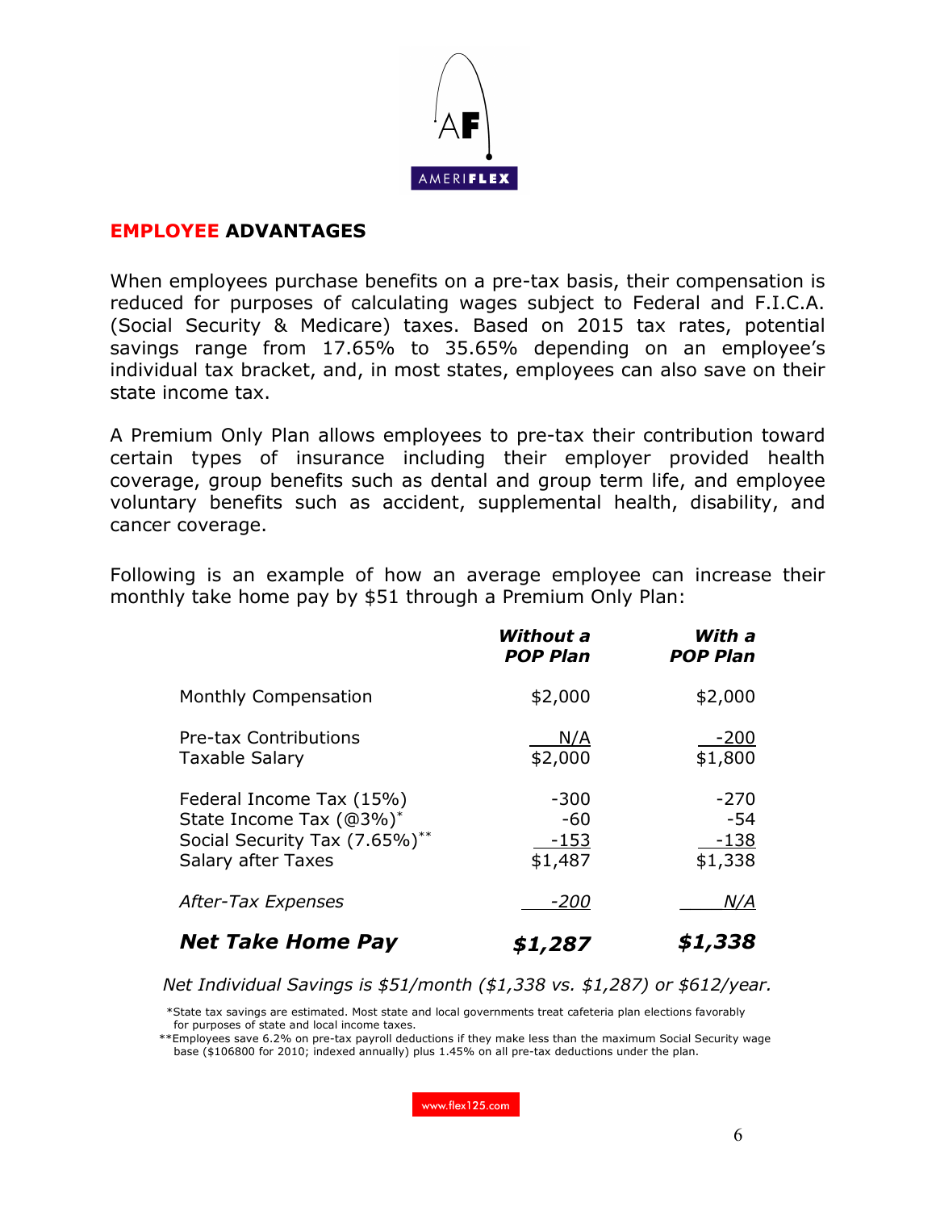## EMPLOYEE ADVANTAGES

When employees purchase benefits on a pre-tax basis, their compensation is reduced for purposes of calculating wages subject to Federal and F.I.C.A. (Social Security & Medicare) taxes. Based on 2015 tax rates, potential savings range from 17.65% to 35.65% depending on an employee's individual tax bracket, and, in most states, employees can also save on their state income tax.

A Premium Only Plan allows employees to pre-tax their contribution toward certain types of insurance including their employer provided health coverage, group benefits such as dental and group term life, and employee voluntary benefits such as accident, supplemental health, disability, and cancer coverage.

Following is an example of how an average employee can increase their monthly take home pay by $51 through a Premium Only Plan:

| | ***Without a POP Plan*** | ***With a POP Plan*** |
|---|---|---|
| Monthly Compensation | $2,000 | $2,000 |
| Pre-tax Contributions | N/A | -200 |
| Taxable Salary | $2,000 | $1,800 |
| Federal Income Tax (15%) | -300 | -270 |
| State Income Tax (@3%)* | -60 | -54 |
| Social Security Tax (7.65%)** | -153 | -138 |
| Salary after Taxes | $1,487 | $1,338 |
| *After-Tax Expenses* | *-200* | *N/A* |
| ***Net Take Home Pay*** | ***$1,287*** | ***$1,338*** |

*Net Individual Savings is $51/month ($1,338 vs. $1,287) or $612/year.*

*State tax savings are estimated. Most state and local governments treat cafeteria plan elections favorably for purposes of state and local income taxes.

**Employees save 6.2% on pre-tax payroll deductions if they make less than the maximum Social Security wage base ($106800 for 2010; indexed annually) plus 1.45% on all pre-tax deductions under the plan.

www.flex125.com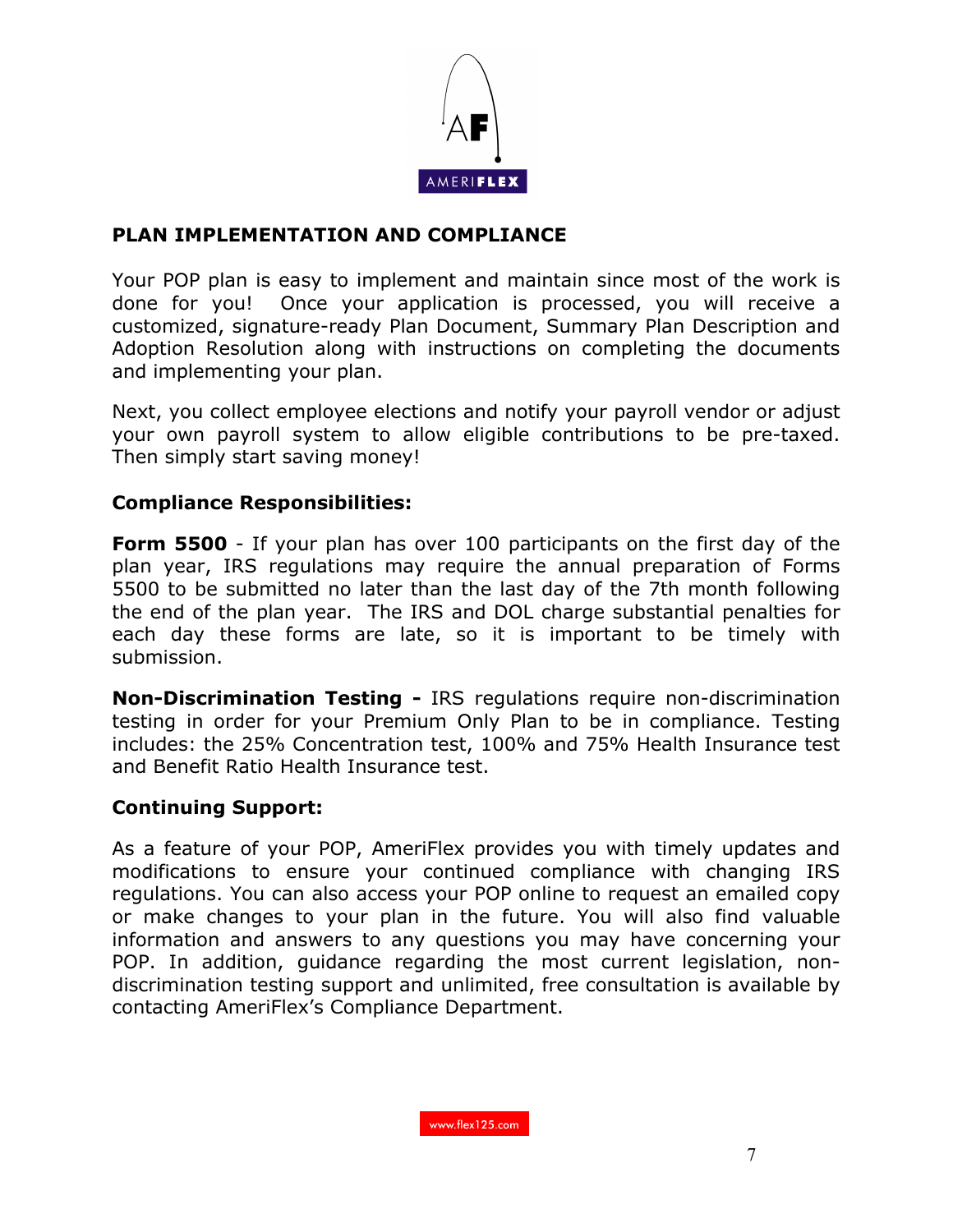## PLAN IMPLEMENTATION AND COMPLIANCE

Your POP plan is easy to implement and maintain since most of the work is done for you! Once your application is processed, you will receive a customized, signature-ready Plan Document, Summary Plan Description and Adoption Resolution along with instructions on completing the documents and implementing your plan.

Next, you collect employee elections and notify your payroll vendor or adjust your own payroll system to allow eligible contributions to be pre-taxed. Then simply start saving money!

### Compliance Responsibilities:

**Form 5500** - If your plan has over 100 participants on the first day of the plan year, IRS regulations may require the annual preparation of Forms 5500 to be submitted no later than the last day of the 7th month following the end of the plan year. The IRS and DOL charge substantial penalties for each day these forms are late, so it is important to be timely with submission.

**Non-Discrimination Testing -** IRS regulations require non-discrimination testing in order for your Premium Only Plan to be in compliance. Testing includes: the 25% Concentration test, 100% and 75% Health Insurance test and Benefit Ratio Health Insurance test.

### Continuing Support:

As a feature of your POP, AmeriFlex provides you with timely updates and modifications to ensure your continued compliance with changing IRS regulations. You can also access your POP online to request an emailed copy or make changes to your plan in the future. You will also find valuable information and answers to any questions you may have concerning your POP. In addition, guidance regarding the most current legislation, non-discrimination testing support and unlimited, free consultation is available by contacting AmeriFlex's Compliance Department.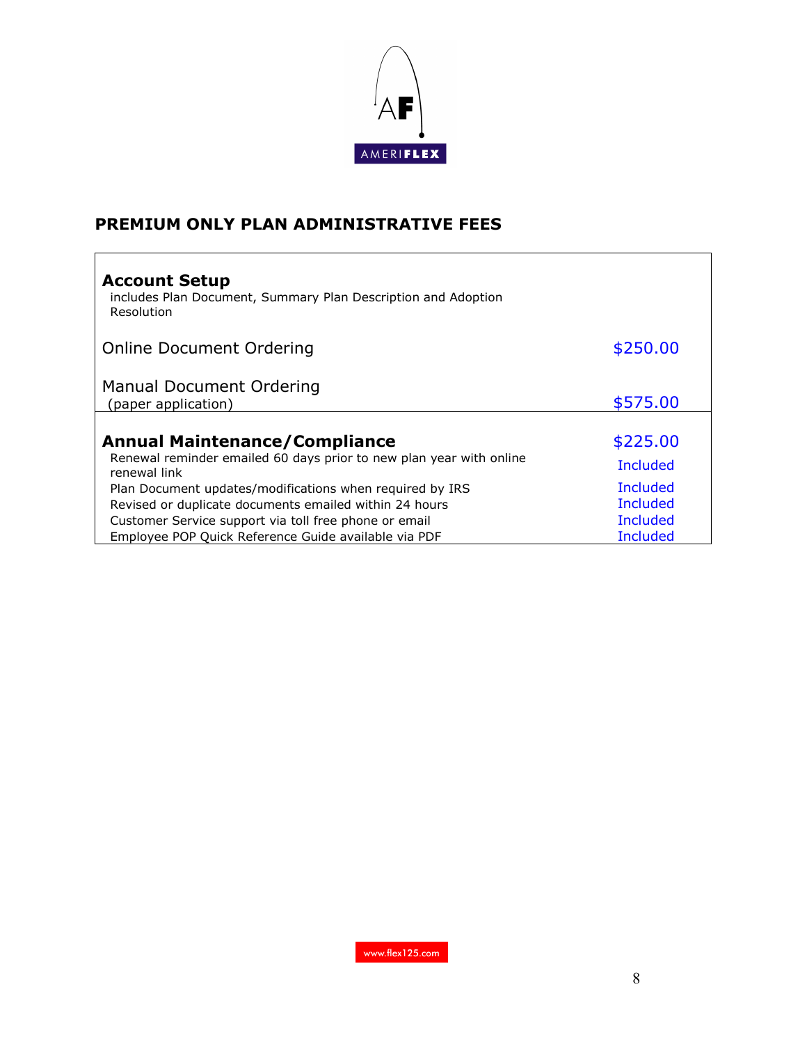## PREMIUM ONLY PLAN ADMINISTRATIVE FEES

| | |
|---|---|
| **Account Setup**<br>includes Plan Document, Summary Plan Description and Adoption Resolution | |
| Online Document Ordering | $250.00 |
| Manual Document Ordering<br>(paper application) | $575.00 |
| **Annual Maintenance/Compliance** | $225.00 |
| Renewal reminder emailed 60 days prior to new plan year with online renewal link | Included |
| Plan Document updates/modifications when required by IRS | Included |
| Revised or duplicate documents emailed within 24 hours | Included |
| Customer Service support via toll free phone or email | Included |
| Employee POP Quick Reference Guide available via PDF | Included |

www.flex125.com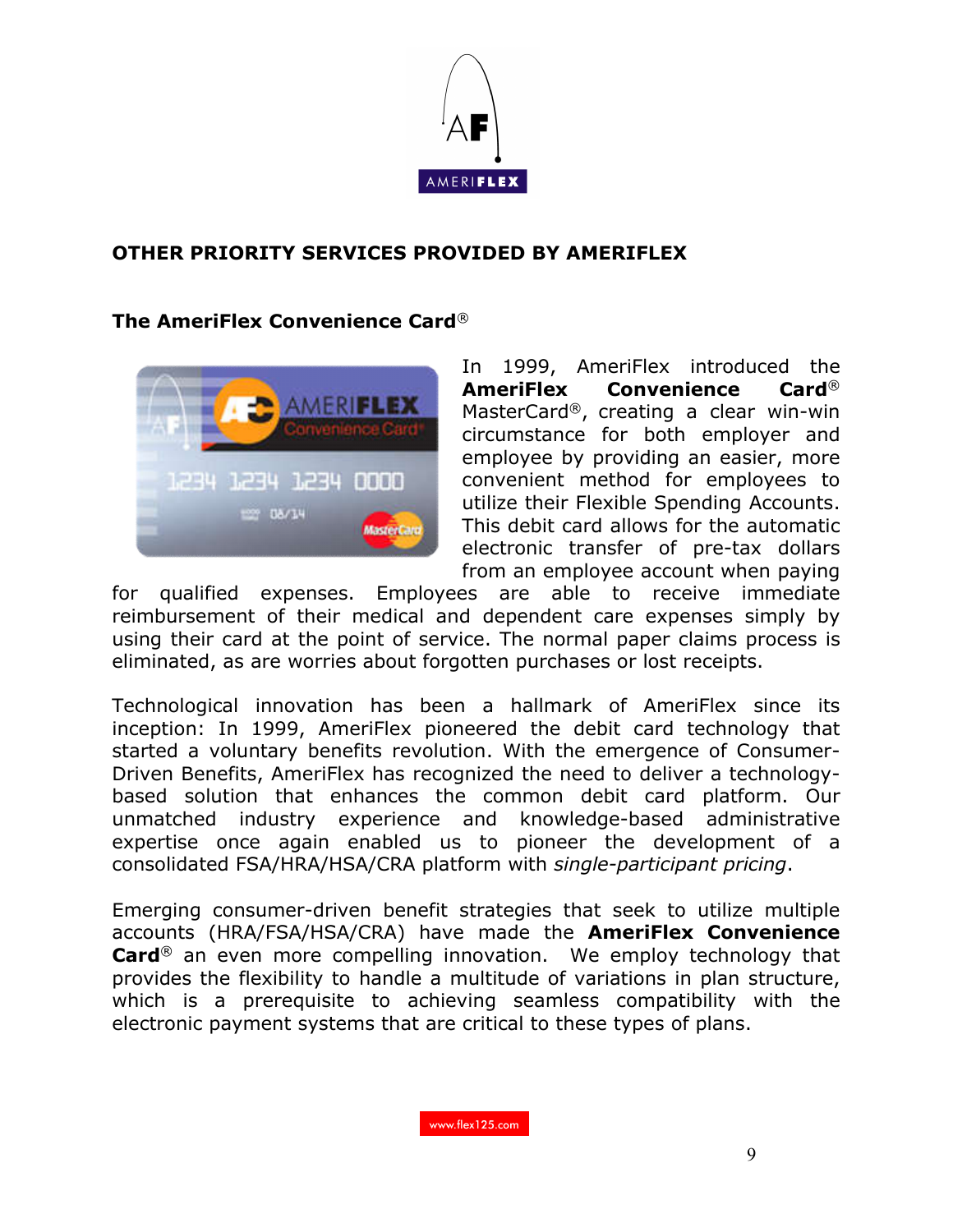## OTHER PRIORITY SERVICES PROVIDED BY AMERIFLEX

### The AmeriFlex Convenience Card®

In 1999, AmeriFlex introduced the **AmeriFlex Convenience Card®** MasterCard®, creating a clear win-win circumstance for both employer and employee by providing an easier, more convenient method for employees to utilize their Flexible Spending Accounts. This debit card allows for the automatic electronic transfer of pre-tax dollars from an employee account when paying for qualified expenses. Employees are able to receive immediate reimbursement of their medical and dependent care expenses simply by using their card at the point of service. The normal paper claims process is eliminated, as are worries about forgotten purchases or lost receipts.

Technological innovation has been a hallmark of AmeriFlex since its inception: In 1999, AmeriFlex pioneered the debit card technology that started a voluntary benefits revolution. With the emergence of Consumer-Driven Benefits, AmeriFlex has recognized the need to deliver a technology-based solution that enhances the common debit card platform. Our unmatched industry experience and knowledge-based administrative expertise once again enabled us to pioneer the development of a consolidated FSA/HRA/HSA/CRA platform with *single-participant pricing*.

Emerging consumer-driven benefit strategies that seek to utilize multiple accounts (HRA/FSA/HSA/CRA) have made the **AmeriFlex Convenience Card®** an even more compelling innovation. We employ technology that provides the flexibility to handle a multitude of variations in plan structure, which is a prerequisite to achieving seamless compatibility with the electronic payment systems that are critical to these types of plans.

www.flex125.com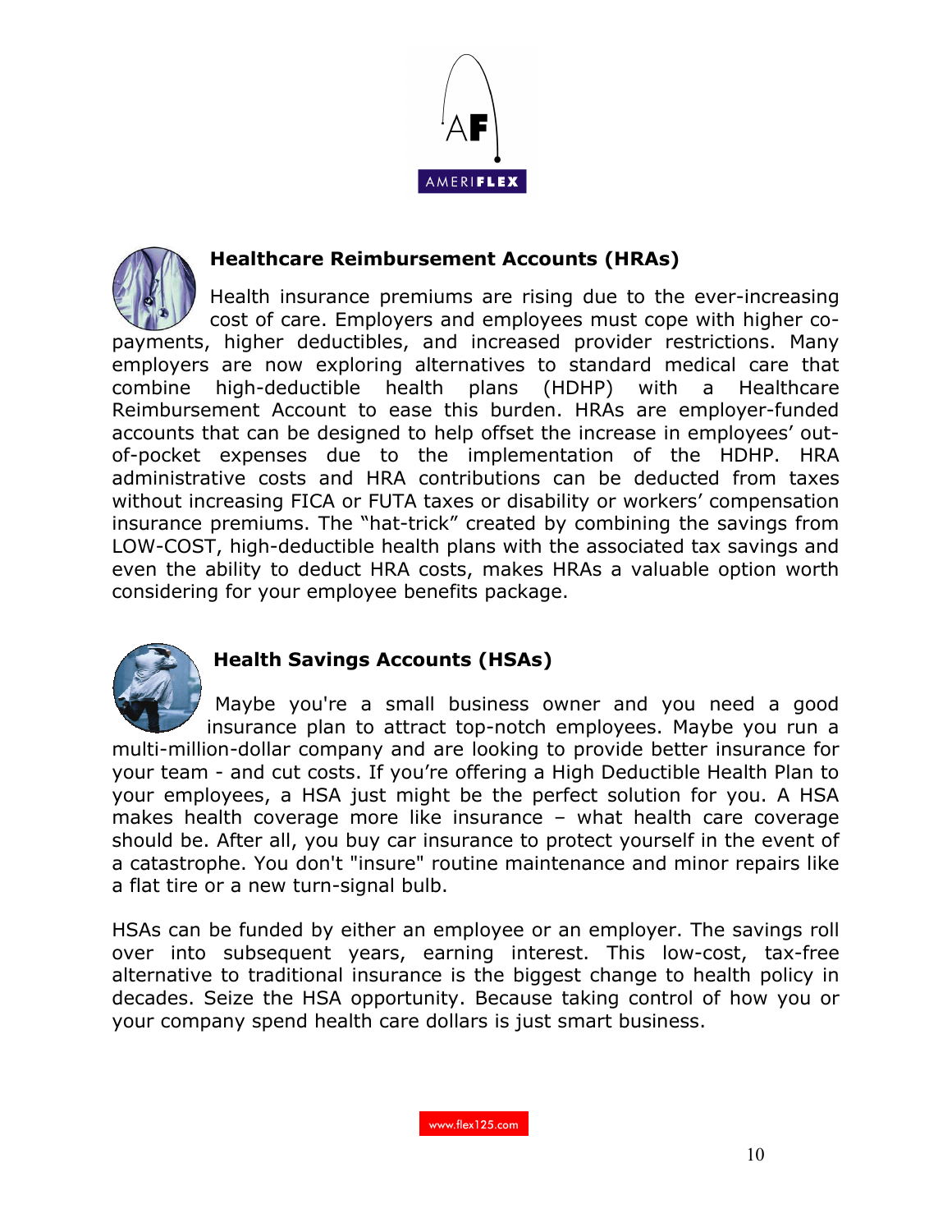## Healthcare Reimbursement Accounts (HRAs)

Health insurance premiums are rising due to the ever-increasing cost of care. Employers and employees must cope with higher co-payments, higher deductibles, and increased provider restrictions. Many employers are now exploring alternatives to standard medical care that combine high-deductible health plans (HDHP) with a Healthcare Reimbursement Account to ease this burden. HRAs are employer-funded accounts that can be designed to help offset the increase in employees' out-of-pocket expenses due to the implementation of the HDHP. HRA administrative costs and HRA contributions can be deducted from taxes without increasing FICA or FUTA taxes or disability or workers' compensation insurance premiums. The "hat-trick" created by combining the savings from LOW-COST, high-deductible health plans with the associated tax savings and even the ability to deduct HRA costs, makes HRAs a valuable option worth considering for your employee benefits package.

## Health Savings Accounts (HSAs)

Maybe you're a small business owner and you need a good insurance plan to attract top-notch employees. Maybe you run a multi-million-dollar company and are looking to provide better insurance for your team - and cut costs. If you're offering a High Deductible Health Plan to your employees, a HSA just might be the perfect solution for you. A HSA makes health coverage more like insurance – what health care coverage should be. After all, you buy car insurance to protect yourself in the event of a catastrophe. You don't "insure" routine maintenance and minor repairs like a flat tire or a new turn-signal bulb.

HSAs can be funded by either an employee or an employer. The savings roll over into subsequent years, earning interest. This low-cost, tax-free alternative to traditional insurance is the biggest change to health policy in decades. Seize the HSA opportunity. Because taking control of how you or your company spend health care dollars is just smart business.

www.flex125.com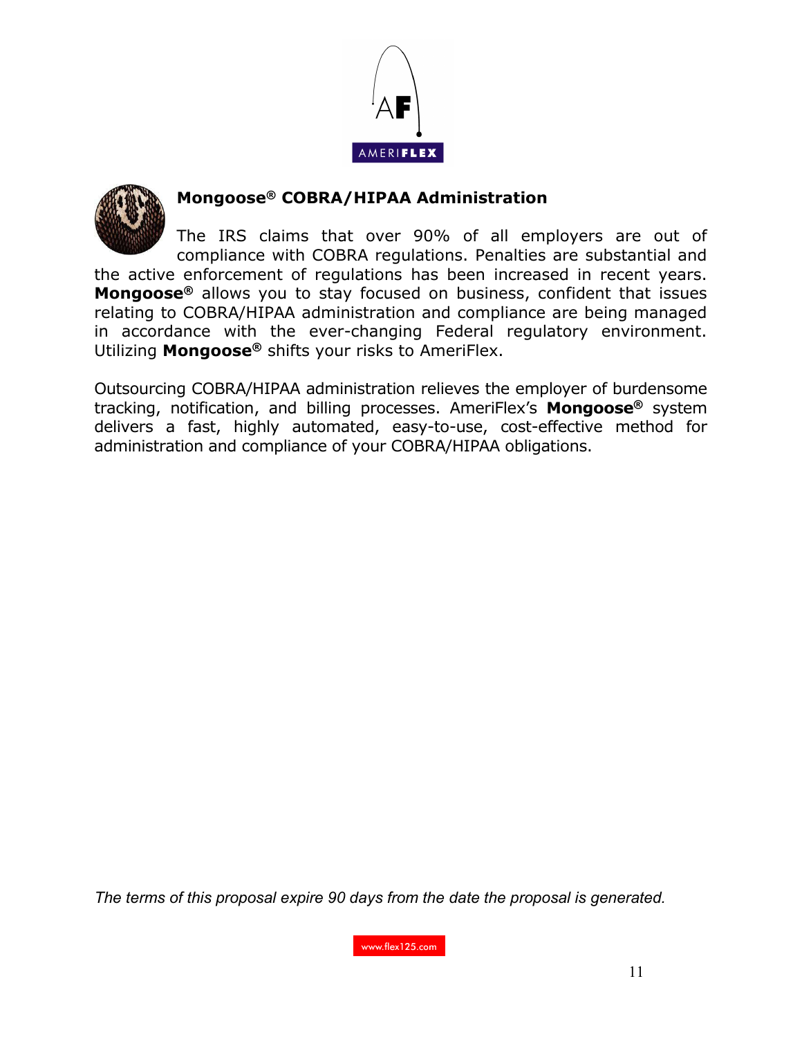## Mongoose® COBRA/HIPAA Administration

The IRS claims that over 90% of all employers are out of compliance with COBRA regulations. Penalties are substantial and the active enforcement of regulations has been increased in recent years. **Mongoose®** allows you to stay focused on business, confident that issues relating to COBRA/HIPAA administration and compliance are being managed in accordance with the ever-changing Federal regulatory environment. Utilizing **Mongoose®** shifts your risks to AmeriFlex.

Outsourcing COBRA/HIPAA administration relieves the employer of burdensome tracking, notification, and billing processes. AmeriFlex's **Mongoose®** system delivers a fast, highly automated, easy-to-use, cost-effective method for administration and compliance of your COBRA/HIPAA obligations.

*The terms of this proposal expire 90 days from the date the proposal is generated.*

www.flex125.com